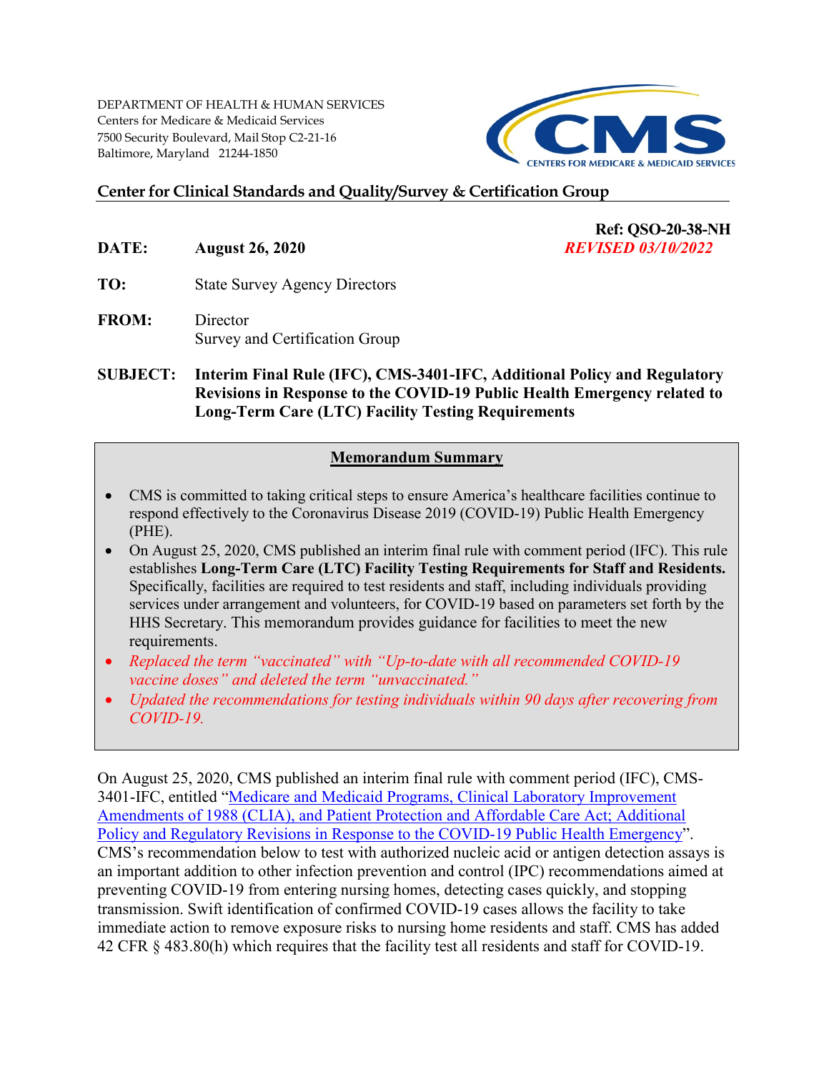DEPARTMENT OF HEALTH & HUMAN SERVICES
Centers for Medicare & Medicaid Services
7500 Security Boulevard, Mail Stop C2-21-16
Baltimore, Maryland 21244-1850

CMS
CENTERS FOR MEDICARE & MEDICAID SERVICES

## Center for Clinical Standards and Quality/Survey & Certification Group

**Ref: QSO-20-38-NH**
***REVISED 03/10/2022***

**DATE:** **August 26, 2020**

**TO:** State Survey Agency Directors

**FROM:** Director
Survey and Certification Group

**SUBJECT:** **Interim Final Rule (IFC), CMS-3401-IFC, Additional Policy and Regulatory Revisions in Response to the COVID-19 Public Health Emergency related to Long-Term Care (LTC) Facility Testing Requirements**

### Memorandum Summary

- CMS is committed to taking critical steps to ensure America's healthcare facilities continue to respond effectively to the Coronavirus Disease 2019 (COVID-19) Public Health Emergency (PHE).
- On August 25, 2020, CMS published an interim final rule with comment period (IFC). This rule establishes **Long-Term Care (LTC) Facility Testing Requirements for Staff and Residents.** Specifically, facilities are required to test residents and staff, including individuals providing services under arrangement and volunteers, for COVID-19 based on parameters set forth by the HHS Secretary. This memorandum provides guidance for facilities to meet the new requirements.
- *Replaced the term "vaccinated" with "Up-to-date with all recommended COVID-19 vaccine doses" and deleted the term "unvaccinated."*
- *Updated the recommendations for testing individuals within 90 days after recovering from COVID-19.*

On August 25, 2020, CMS published an interim final rule with comment period (IFC), CMS-3401-IFC, entitled "Medicare and Medicaid Programs, Clinical Laboratory Improvement Amendments of 1988 (CLIA), and Patient Protection and Affordable Care Act; Additional Policy and Regulatory Revisions in Response to the COVID-19 Public Health Emergency". CMS's recommendation below to test with authorized nucleic acid or antigen detection assays is an important addition to other infection prevention and control (IPC) recommendations aimed at preventing COVID-19 from entering nursing homes, detecting cases quickly, and stopping transmission. Swift identification of confirmed COVID-19 cases allows the facility to take immediate action to remove exposure risks to nursing home residents and staff. CMS has added 42 CFR § 483.80(h) which requires that the facility test all residents and staff for COVID-19.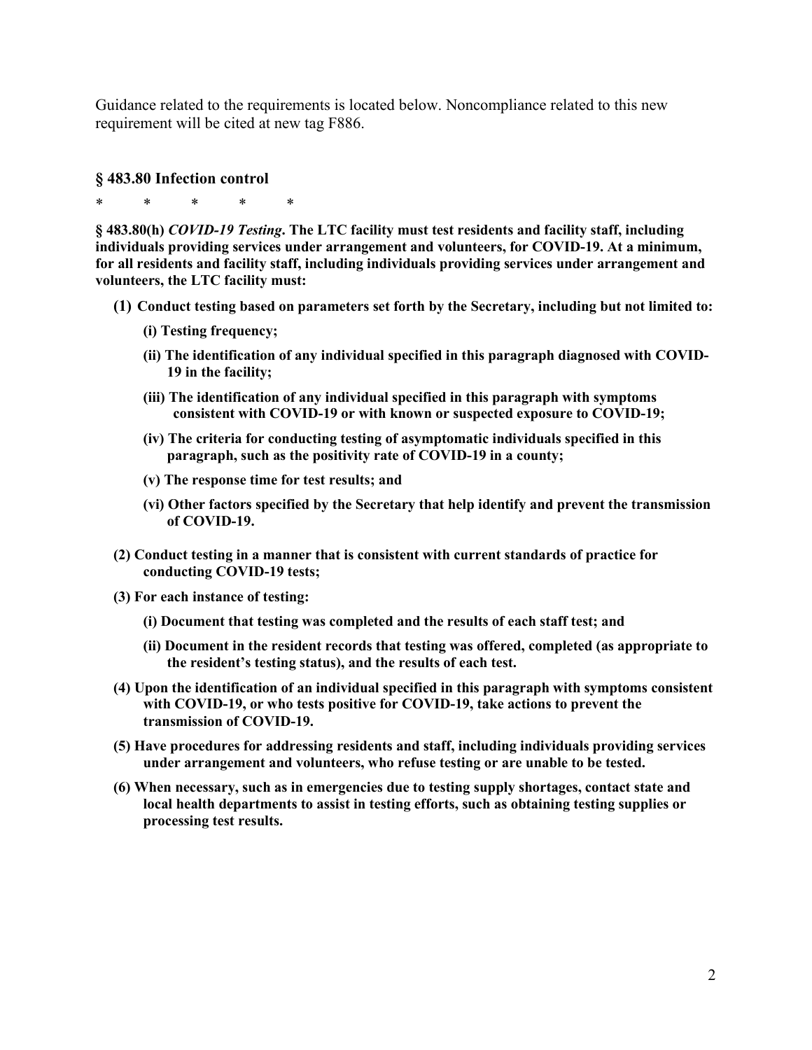Guidance related to the requirements is located below. Noncompliance related to this new requirement will be cited at new tag F886.

### § 483.80 Infection control

\*  \*  \*  \*  \*

**§ 483.80(h)** ***COVID-19 Testing*****. The LTC facility must test residents and facility staff, including individuals providing services under arrangement and volunteers, for COVID-19. At a minimum, for all residents and facility staff, including individuals providing services under arrangement and volunteers, the LTC facility must:**

**(1) Conduct testing based on parameters set forth by the Secretary, including but not limited to:**

- **(i) Testing frequency;**
- **(ii) The identification of any individual specified in this paragraph diagnosed with COVID-19 in the facility;**
- **(iii) The identification of any individual specified in this paragraph with symptoms consistent with COVID-19 or with known or suspected exposure to COVID-19;**
- **(iv) The criteria for conducting testing of asymptomatic individuals specified in this paragraph, such as the positivity rate of COVID-19 in a county;**
- **(v) The response time for test results; and**
- **(vi) Other factors specified by the Secretary that help identify and prevent the transmission of COVID-19.**

**(2) Conduct testing in a manner that is consistent with current standards of practice for conducting COVID-19 tests;**

**(3) For each instance of testing:**

- **(i) Document that testing was completed and the results of each staff test; and**
- **(ii) Document in the resident records that testing was offered, completed (as appropriate to the resident's testing status), and the results of each test.**

**(4) Upon the identification of an individual specified in this paragraph with symptoms consistent with COVID-19, or who tests positive for COVID-19, take actions to prevent the transmission of COVID-19.**

**(5) Have procedures for addressing residents and staff, including individuals providing services under arrangement and volunteers, who refuse testing or are unable to be tested.**

**(6) When necessary, such as in emergencies due to testing supply shortages, contact state and local health departments to assist in testing efforts, such as obtaining testing supplies or processing test results.**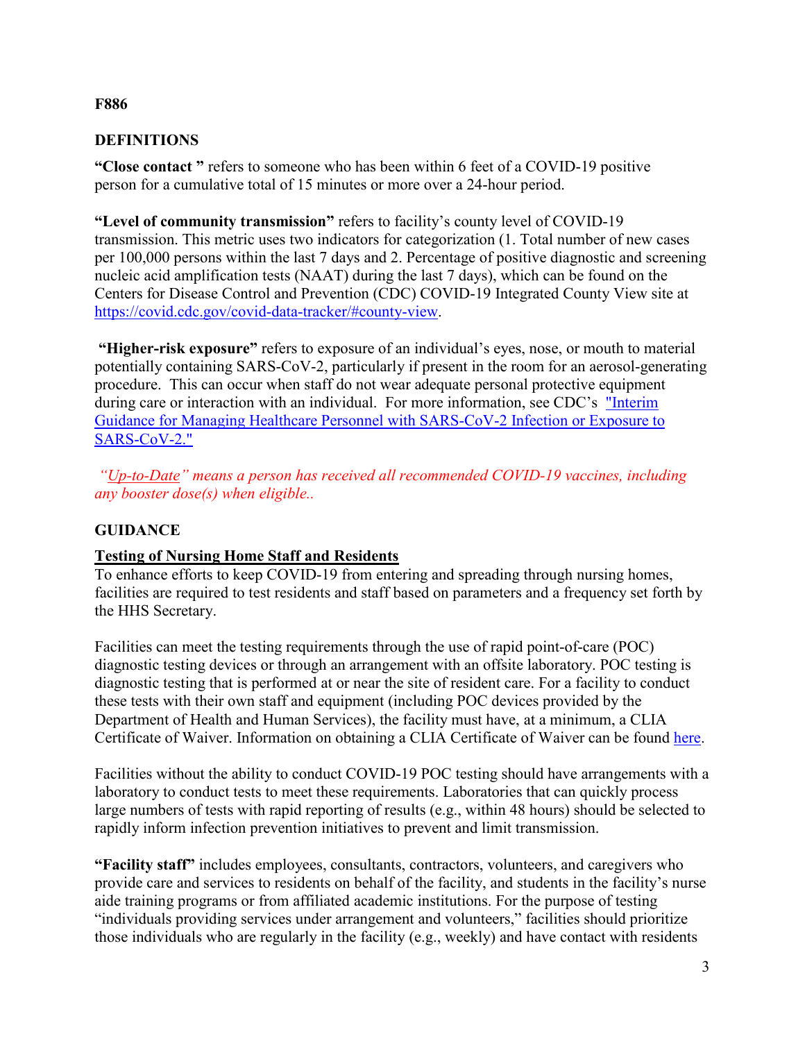**F886**

**DEFINITIONS**

**"Close contact "** refers to someone who has been within 6 feet of a COVID-19 positive person for a cumulative total of 15 minutes or more over a 24-hour period.

**"Level of community transmission"** refers to facility's county level of COVID-19 transmission. This metric uses two indicators for categorization (1. Total number of new cases per 100,000 persons within the last 7 days and 2. Percentage of positive diagnostic and screening nucleic acid amplification tests (NAAT) during the last 7 days), which can be found on the Centers for Disease Control and Prevention (CDC) COVID-19 Integrated County View site at [https://covid.cdc.gov/covid-data-tracker/#county-view](https://covid.cdc.gov/covid-data-tracker/#county-view).

**"Higher-risk exposure"** refers to exposure of an individual's eyes, nose, or mouth to material potentially containing SARS-CoV-2, particularly if present in the room for an aerosol-generating procedure. This can occur when staff do not wear adequate personal protective equipment during care or interaction with an individual. For more information, see CDC's "Interim Guidance for Managing Healthcare Personnel with SARS-CoV-2 Infection or Exposure to SARS-CoV-2."

*"Up-to-Date" means a person has received all recommended COVID-19 vaccines, including any booster dose(s) when eligible..*

**GUIDANCE**

**Testing of Nursing Home Staff and Residents**

To enhance efforts to keep COVID-19 from entering and spreading through nursing homes, facilities are required to test residents and staff based on parameters and a frequency set forth by the HHS Secretary.

Facilities can meet the testing requirements through the use of rapid point-of-care (POC) diagnostic testing devices or through an arrangement with an offsite laboratory. POC testing is diagnostic testing that is performed at or near the site of resident care. For a facility to conduct these tests with their own staff and equipment (including POC devices provided by the Department of Health and Human Services), the facility must have, at a minimum, a CLIA Certificate of Waiver. Information on obtaining a CLIA Certificate of Waiver can be found here.

Facilities without the ability to conduct COVID-19 POC testing should have arrangements with a laboratory to conduct tests to meet these requirements. Laboratories that can quickly process large numbers of tests with rapid reporting of results (e.g., within 48 hours) should be selected to rapidly inform infection prevention initiatives to prevent and limit transmission.

**"Facility staff"** includes employees, consultants, contractors, volunteers, and caregivers who provide care and services to residents on behalf of the facility, and students in the facility's nurse aide training programs or from affiliated academic institutions. For the purpose of testing "individuals providing services under arrangement and volunteers," facilities should prioritize those individuals who are regularly in the facility (e.g., weekly) and have contact with residents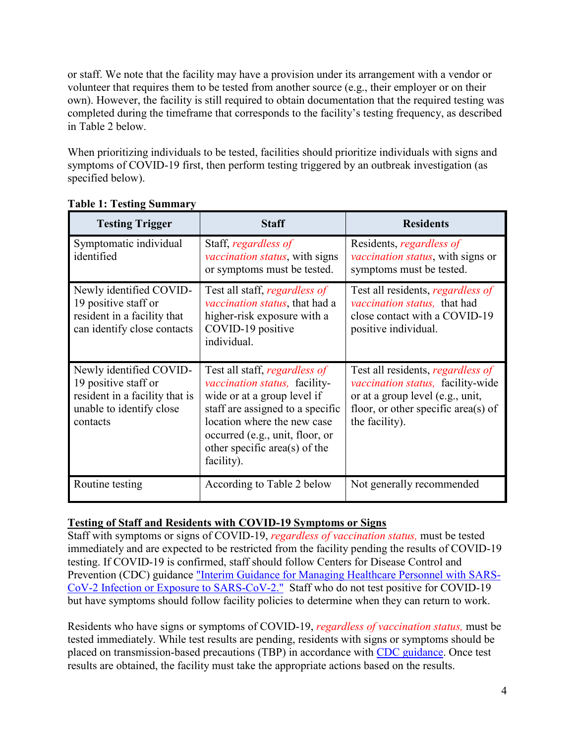or staff. We note that the facility may have a provision under its arrangement with a vendor or volunteer that requires them to be tested from another source (e.g., their employer or on their own). However, the facility is still required to obtain documentation that the required testing was completed during the timeframe that corresponds to the facility's testing frequency, as described in Table 2 below.

When prioritizing individuals to be tested, facilities should prioritize individuals with signs and symptoms of COVID-19 first, then perform testing triggered by an outbreak investigation (as specified below).

**Table 1: Testing Summary**

| Testing Trigger | Staff | Residents |
|---|---|---|
| Symptomatic individual identified | Staff, *regardless of vaccination status*, with signs or symptoms must be tested. | Residents, *regardless of vaccination status*, with signs or symptoms must be tested. |
| Newly identified COVID-19 positive staff or resident in a facility that can identify close contacts | Test all staff, *regardless of vaccination status*, that had a higher-risk exposure with a COVID-19 positive individual. | Test all residents, *regardless of vaccination status,* that had close contact with a COVID-19 positive individual. |
| Newly identified COVID-19 positive staff or resident in a facility that is unable to identify close contacts | Test all staff, *regardless of vaccination status,* facility-wide or at a group level if staff are assigned to a specific location where the new case occurred (e.g., unit, floor, or other specific area(s) of the facility). | Test all residents, *regardless of vaccination status,* facility-wide or at a group level (e.g., unit, floor, or other specific area(s) of the facility). |
| Routine testing | According to Table 2 below | Not generally recommended |

**<u>Testing of Staff and Residents with COVID-19 Symptoms or Signs</u>**

Staff with symptoms or signs of COVID-19, *regardless of vaccination status,* must be tested immediately and are expected to be restricted from the facility pending the results of COVID-19 testing. If COVID-19 is confirmed, staff should follow Centers for Disease Control and Prevention (CDC) guidance "Interim Guidance for Managing Healthcare Personnel with SARS-CoV-2 Infection or Exposure to SARS-CoV-2." Staff who do not test positive for COVID-19 but have symptoms should follow facility policies to determine when they can return to work.

Residents who have signs or symptoms of COVID-19, *regardless of vaccination status,* must be tested immediately. While test results are pending, residents with signs or symptoms should be placed on transmission-based precautions (TBP) in accordance with CDC guidance. Once test results are obtained, the facility must take the appropriate actions based on the results.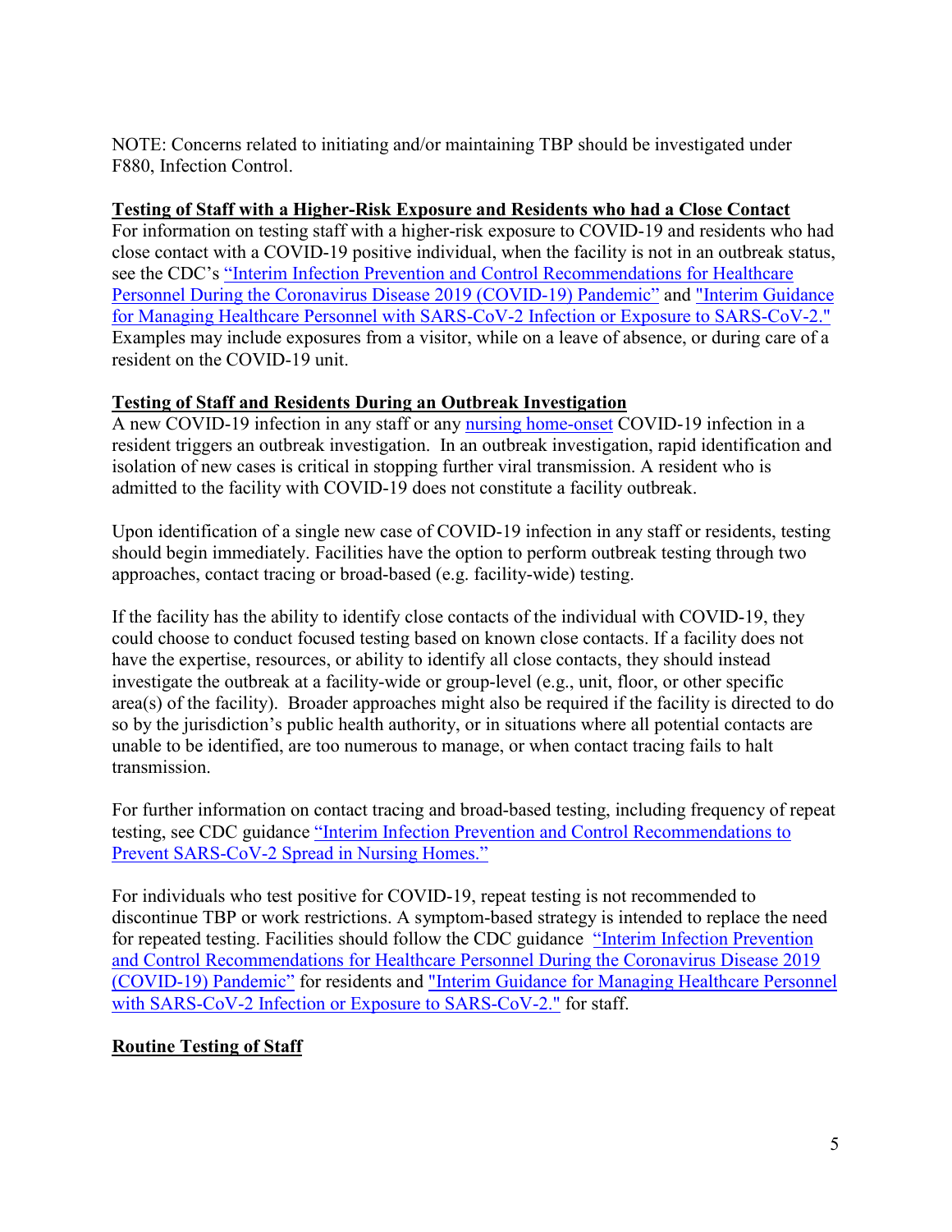NOTE: Concerns related to initiating and/or maintaining TBP should be investigated under F880, Infection Control.

**Testing of Staff with a Higher-Risk Exposure and Residents who had a Close Contact**

For information on testing staff with a higher-risk exposure to COVID-19 and residents who had close contact with a COVID-19 positive individual, when the facility is not in an outbreak status, see the CDC's "Interim Infection Prevention and Control Recommendations for Healthcare Personnel During the Coronavirus Disease 2019 (COVID-19) Pandemic" and "Interim Guidance for Managing Healthcare Personnel with SARS-CoV-2 Infection or Exposure to SARS-CoV-2." Examples may include exposures from a visitor, while on a leave of absence, or during care of a resident on the COVID-19 unit.

**Testing of Staff and Residents During an Outbreak Investigation**

A new COVID-19 infection in any staff or any nursing home-onset COVID-19 infection in a resident triggers an outbreak investigation. In an outbreak investigation, rapid identification and isolation of new cases is critical in stopping further viral transmission. A resident who is admitted to the facility with COVID-19 does not constitute a facility outbreak.

Upon identification of a single new case of COVID-19 infection in any staff or residents, testing should begin immediately. Facilities have the option to perform outbreak testing through two approaches, contact tracing or broad-based (e.g. facility-wide) testing.

If the facility has the ability to identify close contacts of the individual with COVID-19, they could choose to conduct focused testing based on known close contacts. If a facility does not have the expertise, resources, or ability to identify all close contacts, they should instead investigate the outbreak at a facility-wide or group-level (e.g., unit, floor, or other specific area(s) of the facility). Broader approaches might also be required if the facility is directed to do so by the jurisdiction's public health authority, or in situations where all potential contacts are unable to be identified, are too numerous to manage, or when contact tracing fails to halt transmission.

For further information on contact tracing and broad-based testing, including frequency of repeat testing, see CDC guidance "Interim Infection Prevention and Control Recommendations to Prevent SARS-CoV-2 Spread in Nursing Homes."

For individuals who test positive for COVID-19, repeat testing is not recommended to discontinue TBP or work restrictions. A symptom-based strategy is intended to replace the need for repeated testing. Facilities should follow the CDC guidance "Interim Infection Prevention and Control Recommendations for Healthcare Personnel During the Coronavirus Disease 2019 (COVID-19) Pandemic" for residents and "Interim Guidance for Managing Healthcare Personnel with SARS-CoV-2 Infection or Exposure to SARS-CoV-2." for staff.

**Routine Testing of Staff**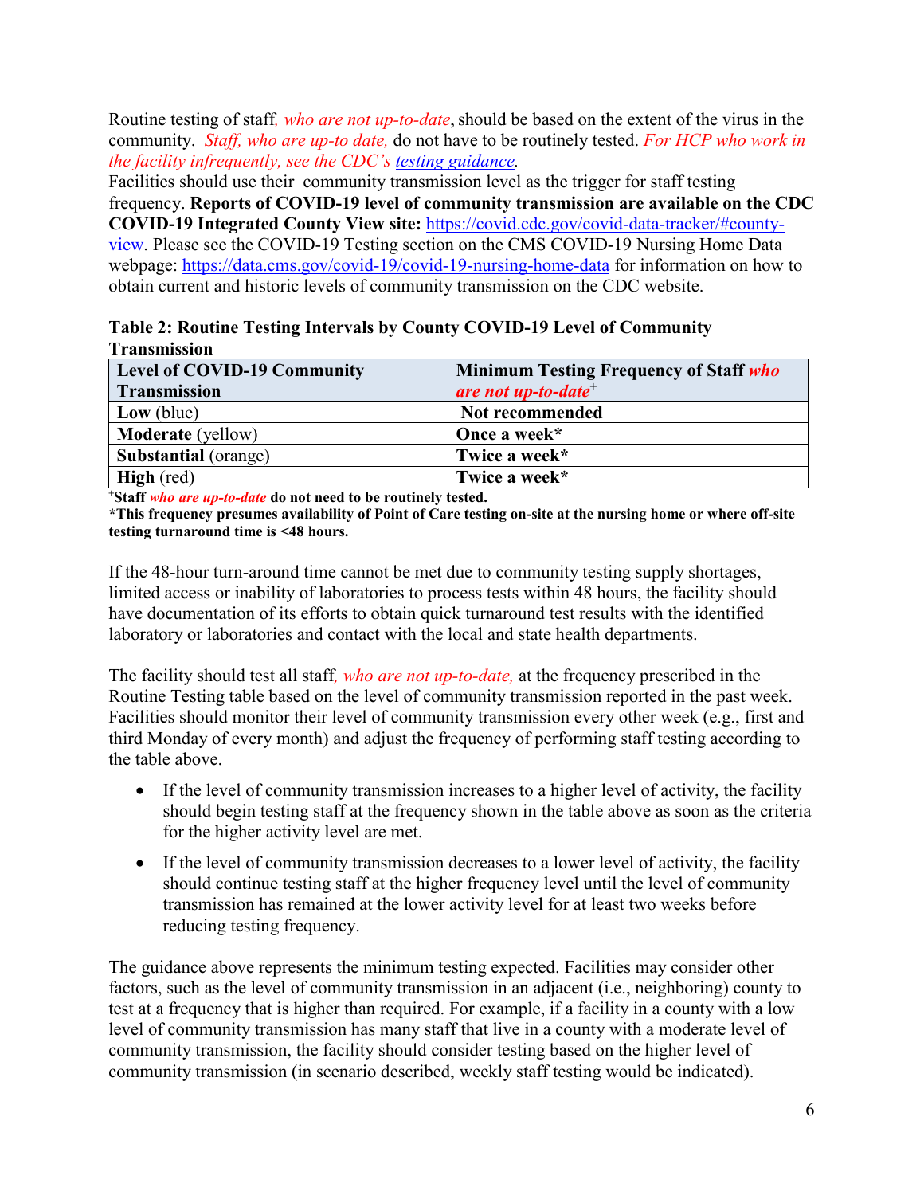Routine testing of staff*, who are not up-to-date*, should be based on the extent of the virus in the community. *Staff, who are up-to date,* do not have to be routinely tested. *For HCP who work in the facility infrequently, see the CDC's [testing guidance](testing guidance).*
Facilities should use their community transmission level as the trigger for staff testing frequency. **Reports of COVID-19 level of community transmission are available on the CDC COVID-19 Integrated County View site:** https://covid.cdc.gov/covid-data-tracker/#county-view. Please see the COVID-19 Testing section on the CMS COVID-19 Nursing Home Data webpage: https://data.cms.gov/covid-19/covid-19-nursing-home-data for information on how to obtain current and historic levels of community transmission on the CDC website.

**Table 2: Routine Testing Intervals by County COVID-19 Level of Community Transmission**

| Level of COVID-19 Community Transmission | Minimum Testing Frequency of Staff *who are not up-to-date*[+] |
|---|---|
| **Low** (blue) | **Not recommended** |
| **Moderate** (yellow) | **Once a week*** |
| **Substantial** (orange) | **Twice a week*** |
| **High** (red) | **Twice a week*** |

[+]**Staff *who are up-to-date* do not need to be routinely tested.**
***This frequency presumes availability of Point of Care testing on-site at the nursing home or where off-site testing turnaround time is <48 hours.**

If the 48-hour turn-around time cannot be met due to community testing supply shortages, limited access or inability of laboratories to process tests within 48 hours, the facility should have documentation of its efforts to obtain quick turnaround test results with the identified laboratory or laboratories and contact with the local and state health departments.

The facility should test all staff*, who are not up-to-date,* at the frequency prescribed in the Routine Testing table based on the level of community transmission reported in the past week. Facilities should monitor their level of community transmission every other week (e.g., first and third Monday of every month) and adjust the frequency of performing staff testing according to the table above.

- If the level of community transmission increases to a higher level of activity, the facility should begin testing staff at the frequency shown in the table above as soon as the criteria for the higher activity level are met.
- If the level of community transmission decreases to a lower level of activity, the facility should continue testing staff at the higher frequency level until the level of community transmission has remained at the lower activity level for at least two weeks before reducing testing frequency.

The guidance above represents the minimum testing expected. Facilities may consider other factors, such as the level of community transmission in an adjacent (i.e., neighboring) county to test at a frequency that is higher than required. For example, if a facility in a county with a low level of community transmission has many staff that live in a county with a moderate level of community transmission, the facility should consider testing based on the higher level of community transmission (in scenario described, weekly staff testing would be indicated).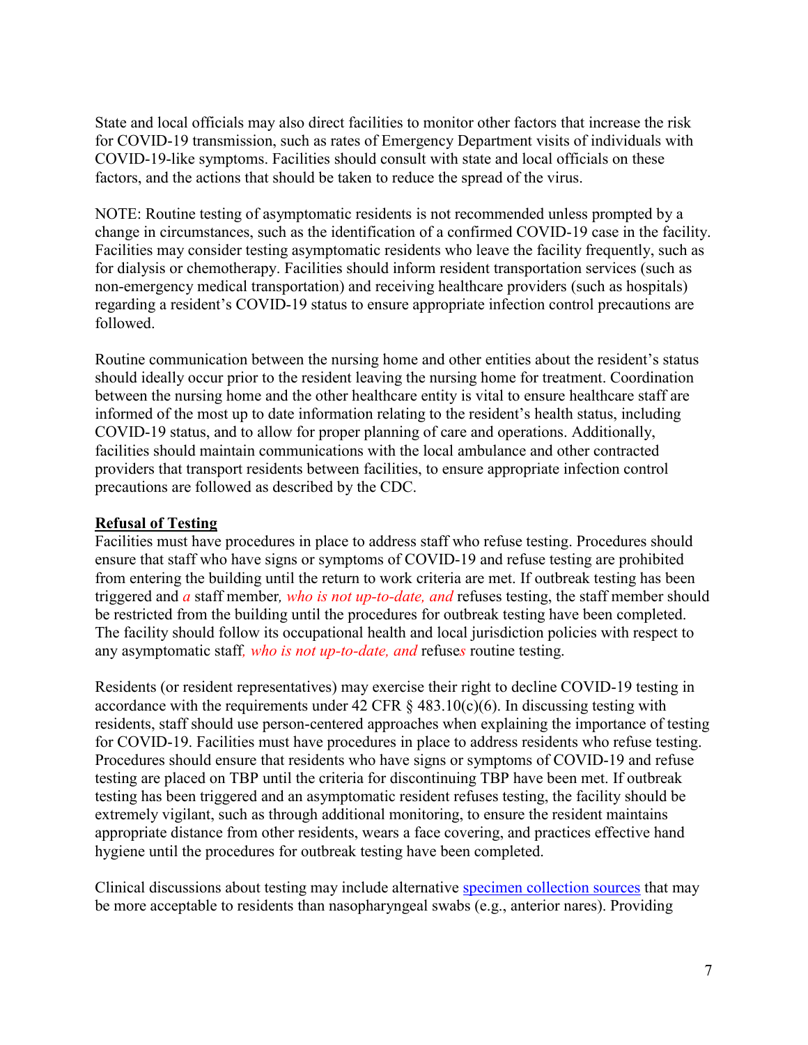State and local officials may also direct facilities to monitor other factors that increase the risk for COVID-19 transmission, such as rates of Emergency Department visits of individuals with COVID-19-like symptoms. Facilities should consult with state and local officials on these factors, and the actions that should be taken to reduce the spread of the virus.

NOTE: Routine testing of asymptomatic residents is not recommended unless prompted by a change in circumstances, such as the identification of a confirmed COVID-19 case in the facility. Facilities may consider testing asymptomatic residents who leave the facility frequently, such as for dialysis or chemotherapy. Facilities should inform resident transportation services (such as non-emergency medical transportation) and receiving healthcare providers (such as hospitals) regarding a resident's COVID-19 status to ensure appropriate infection control precautions are followed.

Routine communication between the nursing home and other entities about the resident's status should ideally occur prior to the resident leaving the nursing home for treatment. Coordination between the nursing home and the other healthcare entity is vital to ensure healthcare staff are informed of the most up to date information relating to the resident's health status, including COVID-19 status, and to allow for proper planning of care and operations. Additionally, facilities should maintain communications with the local ambulance and other contracted providers that transport residents between facilities, to ensure appropriate infection control precautions are followed as described by the CDC.

**Refusal of Testing**

Facilities must have procedures in place to address staff who refuse testing. Procedures should ensure that staff who have signs or symptoms of COVID-19 and refuse testing are prohibited from entering the building until the return to work criteria are met. If outbreak testing has been triggered and *a* staff member*, who is not up-to-date, and* refuses testing, the staff member should be restricted from the building until the procedures for outbreak testing have been completed. The facility should follow its occupational health and local jurisdiction policies with respect to any asymptomatic staff*, who is not up-to-date, and* refuse*s* routine testing.

Residents (or resident representatives) may exercise their right to decline COVID-19 testing in accordance with the requirements under 42 CFR § 483.10(c)(6). In discussing testing with residents, staff should use person-centered approaches when explaining the importance of testing for COVID-19. Facilities must have procedures in place to address residents who refuse testing. Procedures should ensure that residents who have signs or symptoms of COVID-19 and refuse testing are placed on TBP until the criteria for discontinuing TBP have been met. If outbreak testing has been triggered and an asymptomatic resident refuses testing, the facility should be extremely vigilant, such as through additional monitoring, to ensure the resident maintains appropriate distance from other residents, wears a face covering, and practices effective hand hygiene until the procedures for outbreak testing have been completed.

Clinical discussions about testing may include alternative specimen collection sources that may be more acceptable to residents than nasopharyngeal swabs (e.g., anterior nares). Providing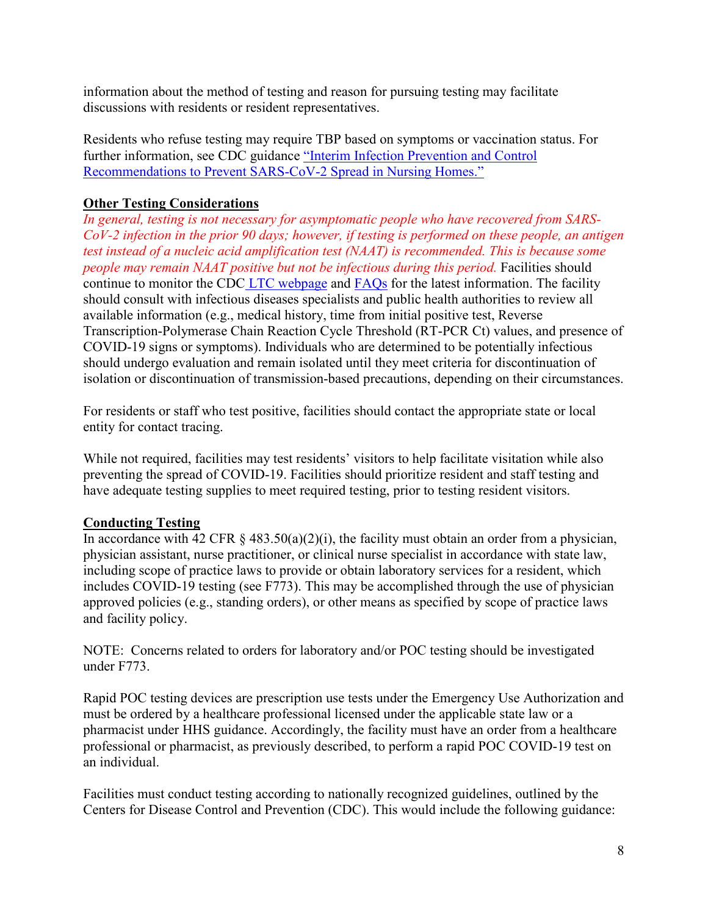information about the method of testing and reason for pursuing testing may facilitate discussions with residents or resident representatives.

Residents who refuse testing may require TBP based on symptoms or vaccination status. For further information, see CDC guidance "Interim Infection Prevention and Control Recommendations to Prevent SARS-CoV-2 Spread in Nursing Homes."

**Other Testing Considerations**

*In general, testing is not necessary for asymptomatic people who have recovered from SARS-CoV-2 infection in the prior 90 days; however, if testing is performed on these people, an antigen test instead of a nucleic acid amplification test (NAAT) is recommended. This is because some people may remain NAAT positive but not be infectious during this period.* Facilities should continue to monitor the CDC LTC webpage and FAQs for the latest information. The facility should consult with infectious diseases specialists and public health authorities to review all available information (e.g., medical history, time from initial positive test, Reverse Transcription-Polymerase Chain Reaction Cycle Threshold (RT-PCR Ct) values, and presence of COVID-19 signs or symptoms). Individuals who are determined to be potentially infectious should undergo evaluation and remain isolated until they meet criteria for discontinuation of isolation or discontinuation of transmission-based precautions, depending on their circumstances.

For residents or staff who test positive, facilities should contact the appropriate state or local entity for contact tracing.

While not required, facilities may test residents' visitors to help facilitate visitation while also preventing the spread of COVID-19. Facilities should prioritize resident and staff testing and have adequate testing supplies to meet required testing, prior to testing resident visitors.

**Conducting Testing**

In accordance with 42 CFR § 483.50(a)(2)(i), the facility must obtain an order from a physician, physician assistant, nurse practitioner, or clinical nurse specialist in accordance with state law, including scope of practice laws to provide or obtain laboratory services for a resident, which includes COVID-19 testing (see F773). This may be accomplished through the use of physician approved policies (e.g., standing orders), or other means as specified by scope of practice laws and facility policy.

NOTE: Concerns related to orders for laboratory and/or POC testing should be investigated under F773.

Rapid POC testing devices are prescription use tests under the Emergency Use Authorization and must be ordered by a healthcare professional licensed under the applicable state law or a pharmacist under HHS guidance. Accordingly, the facility must have an order from a healthcare professional or pharmacist, as previously described, to perform a rapid POC COVID-19 test on an individual.

Facilities must conduct testing according to nationally recognized guidelines, outlined by the Centers for Disease Control and Prevention (CDC). This would include the following guidance: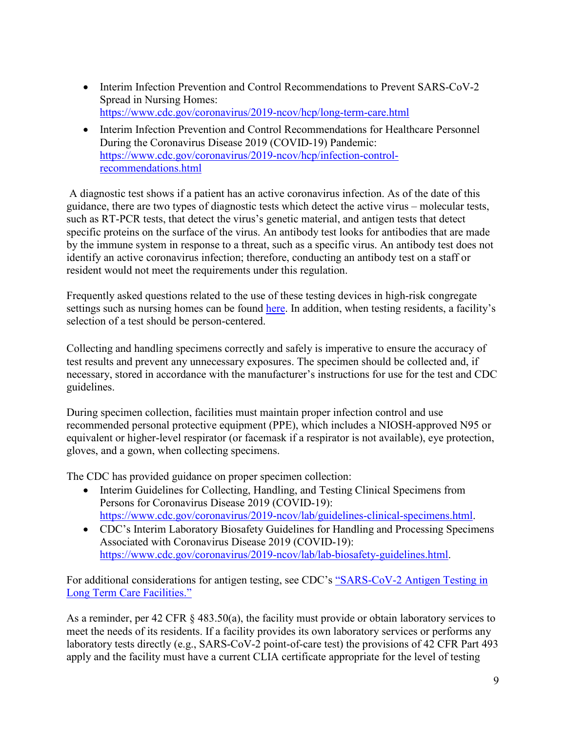- Interim Infection Prevention and Control Recommendations to Prevent SARS-CoV-2 Spread in Nursing Homes: https://www.cdc.gov/coronavirus/2019-ncov/hcp/long-term-care.html
- Interim Infection Prevention and Control Recommendations for Healthcare Personnel During the Coronavirus Disease 2019 (COVID-19) Pandemic: https://www.cdc.gov/coronavirus/2019-ncov/hcp/infection-control-recommendations.html

A diagnostic test shows if a patient has an active coronavirus infection. As of the date of this guidance, there are two types of diagnostic tests which detect the active virus – molecular tests, such as RT-PCR tests, that detect the virus's genetic material, and antigen tests that detect specific proteins on the surface of the virus. An antibody test looks for antibodies that are made by the immune system in response to a threat, such as a specific virus. An antibody test does not identify an active coronavirus infection; therefore, conducting an antibody test on a staff or resident would not meet the requirements under this regulation.

Frequently asked questions related to the use of these testing devices in high-risk congregate settings such as nursing homes can be found here. In addition, when testing residents, a facility's selection of a test should be person-centered.

Collecting and handling specimens correctly and safely is imperative to ensure the accuracy of test results and prevent any unnecessary exposures. The specimen should be collected and, if necessary, stored in accordance with the manufacturer's instructions for use for the test and CDC guidelines.

During specimen collection, facilities must maintain proper infection control and use recommended personal protective equipment (PPE), which includes a NIOSH-approved N95 or equivalent or higher-level respirator (or facemask if a respirator is not available), eye protection, gloves, and a gown, when collecting specimens.

The CDC has provided guidance on proper specimen collection:

- Interim Guidelines for Collecting, Handling, and Testing Clinical Specimens from Persons for Coronavirus Disease 2019 (COVID-19): https://www.cdc.gov/coronavirus/2019-ncov/lab/guidelines-clinical-specimens.html.
- CDC's Interim Laboratory Biosafety Guidelines for Handling and Processing Specimens Associated with Coronavirus Disease 2019 (COVID-19): https://www.cdc.gov/coronavirus/2019-ncov/lab/lab-biosafety-guidelines.html.

For additional considerations for antigen testing, see CDC's "SARS-CoV-2 Antigen Testing in Long Term Care Facilities."

As a reminder, per 42 CFR § 483.50(a), the facility must provide or obtain laboratory services to meet the needs of its residents. If a facility provides its own laboratory services or performs any laboratory tests directly (e.g., SARS-CoV-2 point-of-care test) the provisions of 42 CFR Part 493 apply and the facility must have a current CLIA certificate appropriate for the level of testing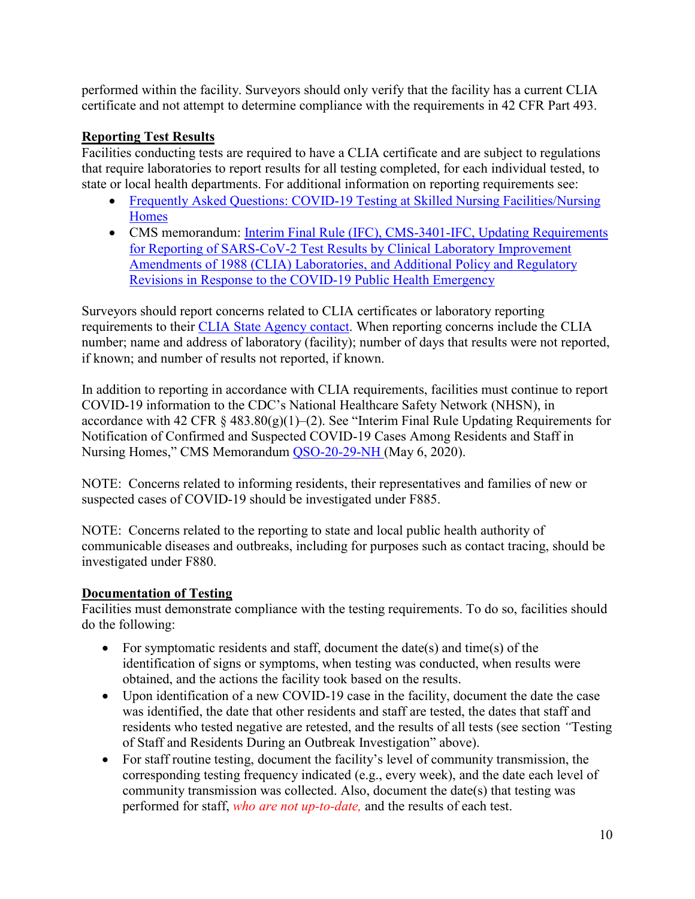performed within the facility. Surveyors should only verify that the facility has a current CLIA certificate and not attempt to determine compliance with the requirements in 42 CFR Part 493.

**Reporting Test Results**

Facilities conducting tests are required to have a CLIA certificate and are subject to regulations that require laboratories to report results for all testing completed, for each individual tested, to state or local health departments. For additional information on reporting requirements see:

- Frequently Asked Questions: COVID-19 Testing at Skilled Nursing Facilities/Nursing Homes
- CMS memorandum: Interim Final Rule (IFC), CMS-3401-IFC, Updating Requirements for Reporting of SARS-CoV-2 Test Results by Clinical Laboratory Improvement Amendments of 1988 (CLIA) Laboratories, and Additional Policy and Regulatory Revisions in Response to the COVID-19 Public Health Emergency

Surveyors should report concerns related to CLIA certificates or laboratory reporting requirements to their CLIA State Agency contact. When reporting concerns include the CLIA number; name and address of laboratory (facility); number of days that results were not reported, if known; and number of results not reported, if known.

In addition to reporting in accordance with CLIA requirements, facilities must continue to report COVID-19 information to the CDC's National Healthcare Safety Network (NHSN), in accordance with 42 CFR § 483.80(g)(1)–(2). See "Interim Final Rule Updating Requirements for Notification of Confirmed and Suspected COVID-19 Cases Among Residents and Staff in Nursing Homes," CMS Memorandum QSO-20-29-NH (May 6, 2020).

NOTE: Concerns related to informing residents, their representatives and families of new or suspected cases of COVID-19 should be investigated under F885.

NOTE: Concerns related to the reporting to state and local public health authority of communicable diseases and outbreaks, including for purposes such as contact tracing, should be investigated under F880.

**Documentation of Testing**

Facilities must demonstrate compliance with the testing requirements. To do so, facilities should do the following:

- For symptomatic residents and staff, document the date(s) and time(s) of the identification of signs or symptoms, when testing was conducted, when results were obtained, and the actions the facility took based on the results.
- Upon identification of a new COVID-19 case in the facility, document the date the case was identified, the date that other residents and staff are tested, the dates that staff and residents who tested negative are retested, and the results of all tests (see section "Testing of Staff and Residents During an Outbreak Investigation" above).
- For staff routine testing, document the facility's level of community transmission, the corresponding testing frequency indicated (e.g., every week), and the date each level of community transmission was collected. Also, document the date(s) that testing was performed for staff, *who are not up-to-date,* and the results of each test.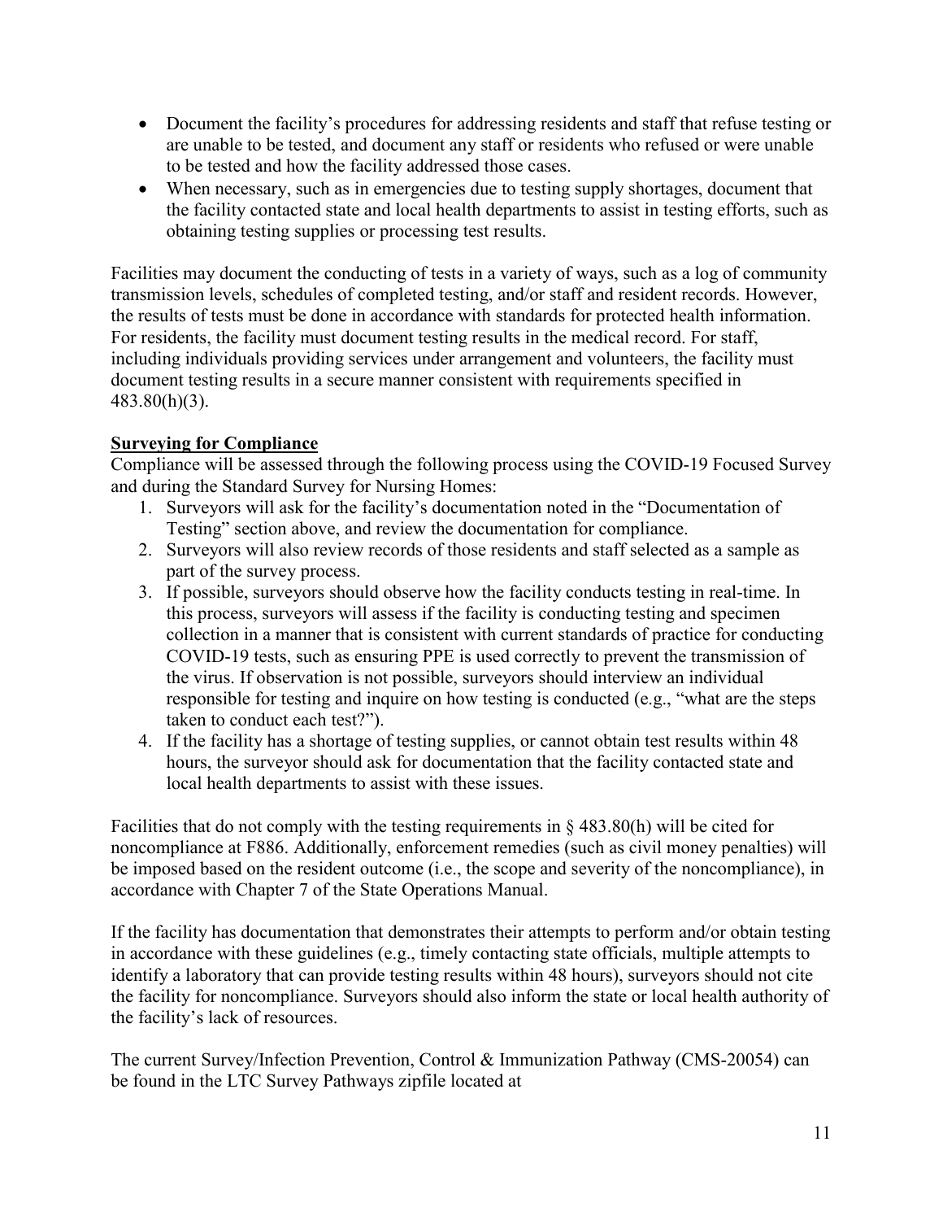- Document the facility's procedures for addressing residents and staff that refuse testing or are unable to be tested, and document any staff or residents who refused or were unable to be tested and how the facility addressed those cases.
- When necessary, such as in emergencies due to testing supply shortages, document that the facility contacted state and local health departments to assist in testing efforts, such as obtaining testing supplies or processing test results.

Facilities may document the conducting of tests in a variety of ways, such as a log of community transmission levels, schedules of completed testing, and/or staff and resident records. However, the results of tests must be done in accordance with standards for protected health information. For residents, the facility must document testing results in the medical record. For staff, including individuals providing services under arrangement and volunteers, the facility must document testing results in a secure manner consistent with requirements specified in 483.80(h)(3).

**Surveying for Compliance**

Compliance will be assessed through the following process using the COVID-19 Focused Survey and during the Standard Survey for Nursing Homes:

1. Surveyors will ask for the facility's documentation noted in the "Documentation of Testing" section above, and review the documentation for compliance.
2. Surveyors will also review records of those residents and staff selected as a sample as part of the survey process.
3. If possible, surveyors should observe how the facility conducts testing in real-time. In this process, surveyors will assess if the facility is conducting testing and specimen collection in a manner that is consistent with current standards of practice for conducting COVID-19 tests, such as ensuring PPE is used correctly to prevent the transmission of the virus. If observation is not possible, surveyors should interview an individual responsible for testing and inquire on how testing is conducted (e.g., "what are the steps taken to conduct each test?").
4. If the facility has a shortage of testing supplies, or cannot obtain test results within 48 hours, the surveyor should ask for documentation that the facility contacted state and local health departments to assist with these issues.

Facilities that do not comply with the testing requirements in § 483.80(h) will be cited for noncompliance at F886. Additionally, enforcement remedies (such as civil money penalties) will be imposed based on the resident outcome (i.e., the scope and severity of the noncompliance), in accordance with Chapter 7 of the State Operations Manual.

If the facility has documentation that demonstrates their attempts to perform and/or obtain testing in accordance with these guidelines (e.g., timely contacting state officials, multiple attempts to identify a laboratory that can provide testing results within 48 hours), surveyors should not cite the facility for noncompliance. Surveyors should also inform the state or local health authority of the facility's lack of resources.

The current Survey/Infection Prevention, Control & Immunization Pathway (CMS-20054) can be found in the LTC Survey Pathways zipfile located at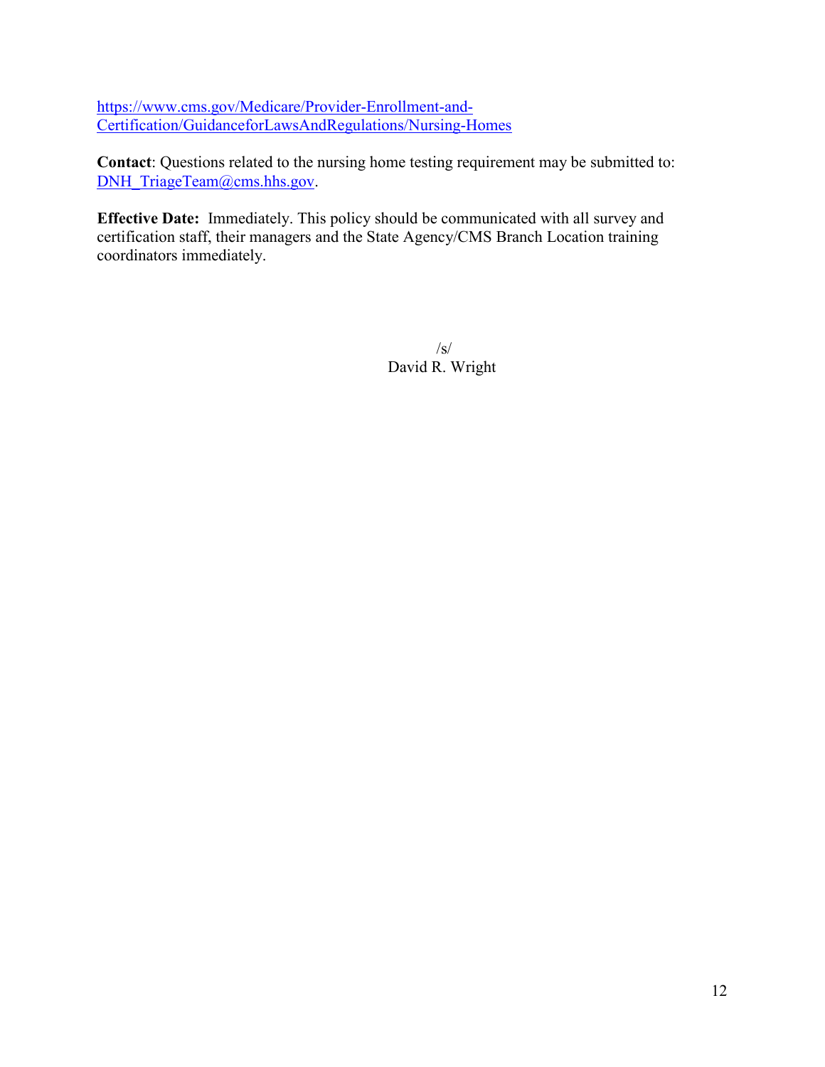https://www.cms.gov/Medicare/Provider-Enrollment-and-Certification/GuidanceforLawsAndRegulations/Nursing-Homes

**Contact**: Questions related to the nursing home testing requirement may be submitted to: DNH_TriageTeam@cms.hhs.gov.

**Effective Date:** Immediately. This policy should be communicated with all survey and certification staff, their managers and the State Agency/CMS Branch Location training coordinators immediately.

/s/
David R. Wright